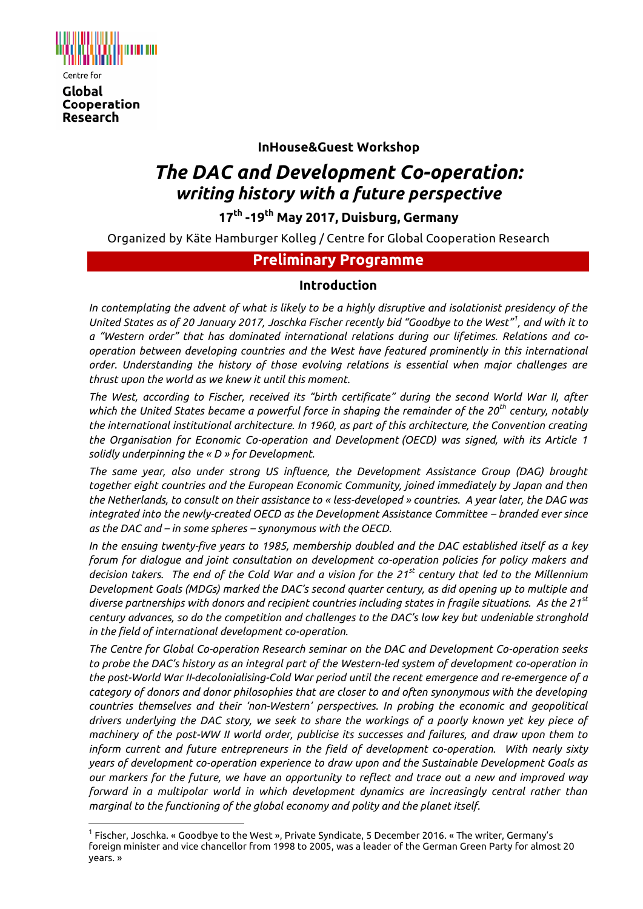Centre for
**Global Cooperation Research**

**InHouse&Guest Workshop**

# *The DAC and Development Co-operation: writing history with a future perspective*

**17th -19th May 2017, Duisburg, Germany**

Organized by Käte Hamburger Kolleg / Centre for Global Cooperation Research

## Preliminary Programme

### Introduction

*In contemplating the advent of what is likely to be a highly disruptive and isolationist presidency of the United States as of 20 January 2017, Joschka Fischer recently bid "Goodbye to the West"[1], and with it to a "Western order" that has dominated international relations during our lifetimes. Relations and co-operation between developing countries and the West have featured prominently in this international order. Understanding the history of those evolving relations is essential when major challenges are thrust upon the world as we knew it until this moment.*

*The West, according to Fischer, received its "birth certificate" during the second World War II, after which the United States became a powerful force in shaping the remainder of the 20th century, notably the international institutional architecture. In 1960, as part of this architecture, the Convention creating the Organisation for Economic Co-operation and Development (OECD) was signed, with its Article 1 solidly underpinning the « D » for Development.*

*The same year, also under strong US influence, the Development Assistance Group (DAG) brought together eight countries and the European Economic Community, joined immediately by Japan and then the Netherlands, to consult on their assistance to « less-developed » countries. A year later, the DAG was integrated into the newly-created OECD as the Development Assistance Committee – branded ever since as the DAC and – in some spheres – synonymous with the OECD.*

*In the ensuing twenty-five years to 1985, membership doubled and the DAC established itself as a key forum for dialogue and joint consultation on development co-operation policies for policy makers and decision takers. The end of the Cold War and a vision for the 21st century that led to the Millennium Development Goals (MDGs) marked the DAC's second quarter century, as did opening up to multiple and diverse partnerships with donors and recipient countries including states in fragile situations. As the 21st century advances, so do the competition and challenges to the DAC's low key but undeniable stronghold in the field of international development co-operation.*

*The Centre for Global Co-operation Research seminar on the DAC and Development Co-operation seeks to probe the DAC's history as an integral part of the Western-led system of development co-operation in the post-World War II-decolonialising-Cold War period until the recent emergence and re-emergence of a category of donors and donor philosophies that are closer to and often synonymous with the developing countries themselves and their 'non-Western' perspectives. In probing the economic and geopolitical drivers underlying the DAC story, we seek to share the workings of a poorly known yet key piece of machinery of the post-WW II world order, publicise its successes and failures, and draw upon them to inform current and future entrepreneurs in the field of development co-operation. With nearly sixty years of development co-operation experience to draw upon and the Sustainable Development Goals as our markers for the future, we have an opportunity to reflect and trace out a new and improved way forward in a multipolar world in which development dynamics are increasingly central rather than marginal to the functioning of the global economy and polity and the planet itself.*

---

[1] Fischer, Joschka. « Goodbye to the West », Private Syndicate, 5 December 2016. « The writer, Germany's foreign minister and vice chancellor from 1998 to 2005, was a leader of the German Green Party for almost 20 years. »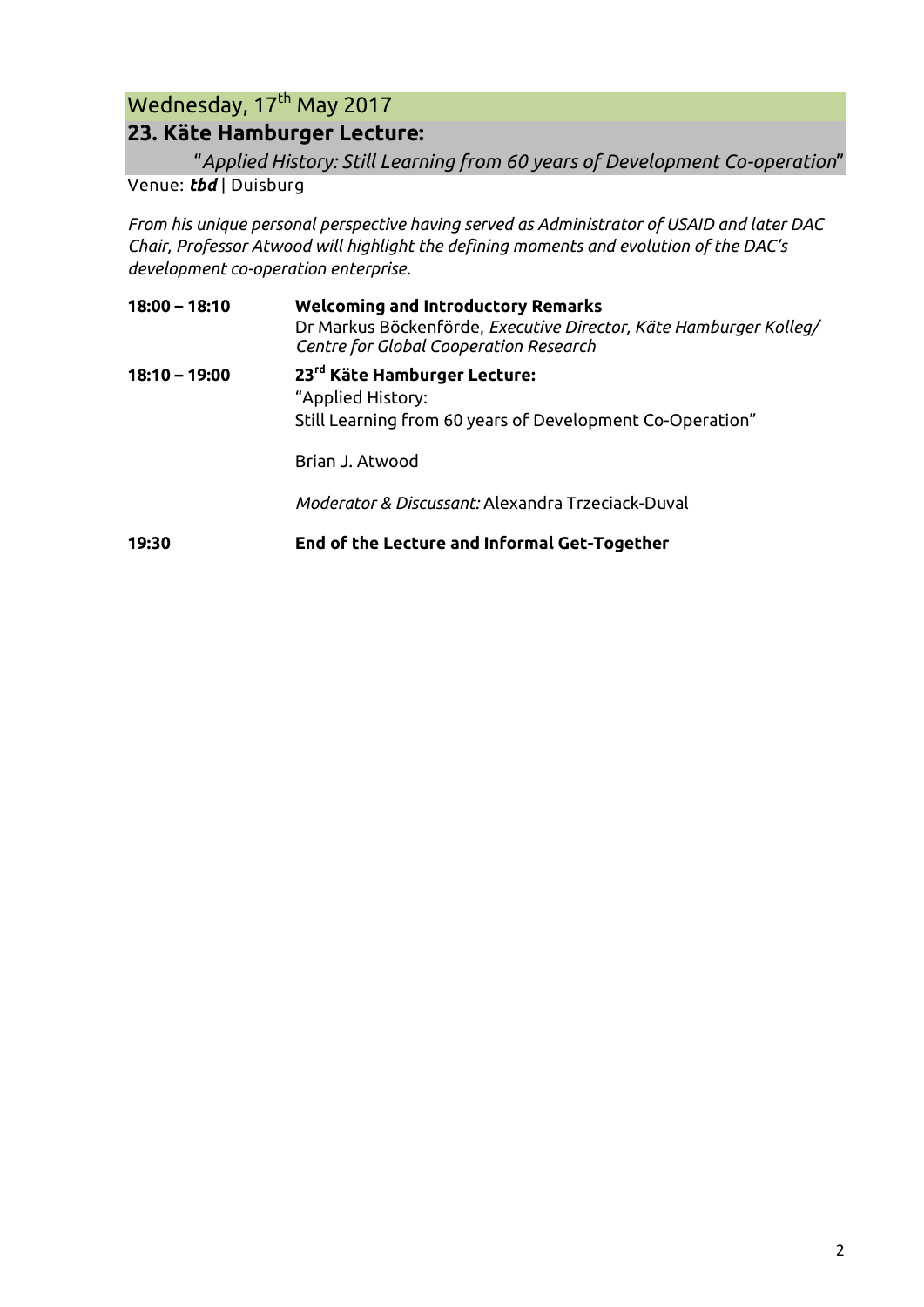## Wednesday, 17th May 2017

## 23. Käte Hamburger Lecture:

"*Applied History: Still Learning from 60 years of Development Co-operation*"

Venue: ***tbd*** | Duisburg

*From his unique personal perspective having served as Administrator of USAID and later DAC Chair, Professor Atwood will highlight the defining moments and evolution of the DAC's development co-operation enterprise.*

| | |
|---|---|
| **18:00 – 18:10** | **Welcoming and Introductory Remarks**<br>Dr Markus Böckenförde, *Executive Director, Käte Hamburger Kolleg/ Centre for Global Cooperation Research* |
| **18:10 – 19:00** | **23rd Käte Hamburger Lecture:**<br>"Applied History:<br>Still Learning from 60 years of Development Co-Operation"<br><br>Brian J. Atwood<br><br>*Moderator & Discussant:* Alexandra Trzeciack-Duval |
| **19:30** | **End of the Lecture and Informal Get-Together** |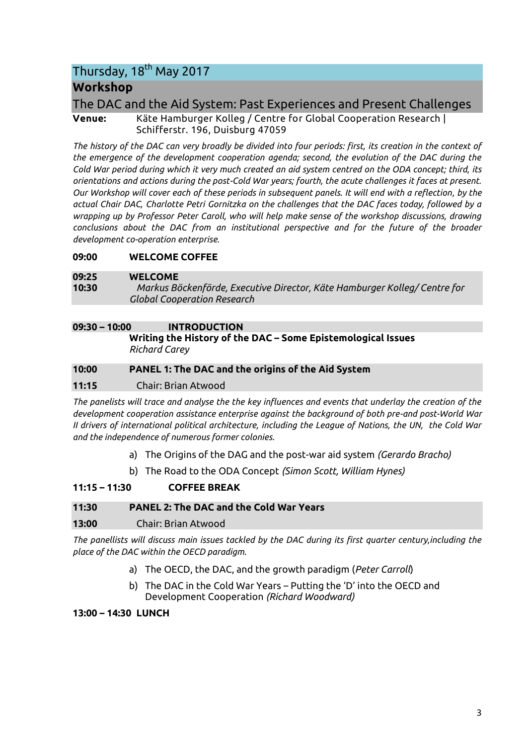# Thursday, 18th May 2017

## Workshop

## The DAC and the Aid System: Past Experiences and Present Challenges

**Venue:** Käte Hamburger Kolleg / Centre for Global Cooperation Research | Schifferstr. 196, Duisburg 47059

*The history of the DAC can very broadly be divided into four periods: first, its creation in the context of the emergence of the development cooperation agenda; second, the evolution of the DAC during the Cold War period during which it very much created an aid system centred on the ODA concept; third, its orientations and actions during the post-Cold War years; fourth, the acute challenges it faces at present. Our Workshop will cover each of these periods in subsequent panels. It will end with a reflection, by the actual Chair DAC, Charlotte Petri Gornitzka on the challenges that the DAC faces today, followed by a wrapping up by Professor Peter Caroll, who will help make sense of the workshop discussions, drawing conclusions about the DAC from an institutional perspective and for the future of the broader development co-operation enterprise.*

**09:00** **WELCOME COFFEE**

**09:25** **WELCOME**
**10:30** *Markus Böckenförde, Executive Director, Käte Hamburger Kolleg/ Centre for Global Cooperation Research*

**09:30 – 10:00** **INTRODUCTION**

**Writing the History of the DAC – Some Epistemological Issues**
*Richard Carey*

**10:00** **PANEL 1: The DAC and the origins of the Aid System**
**11:15** Chair: Brian Atwood

*The panelists will trace and analyse the the key influences and events that underlay the creation of the development cooperation assistance enterprise against the background of both pre-and post-World War II drivers of international political architecture, including the League of Nations, the UN, the Cold War and the independence of numerous former colonies.*

a) The Origins of the DAG and the post-war aid system *(Gerardo Bracho)*
b) The Road to the ODA Concept *(Simon Scott, William Hynes)*

**11:15 – 11:30** **COFFEE BREAK**

**11:30** **PANEL 2: The DAC and the Cold War Years**
**13:00** Chair: Brian Atwood

*The panellists will discuss main issues tackled by the DAC during its first quarter century,including the place of the DAC within the OECD paradigm.*

a) The OECD, the DAC, and the growth paradigm (*Peter Carroll*)
b) The DAC in the Cold War Years – Putting the 'D' into the OECD and Development Cooperation *(Richard Woodward)*

**13:00 – 14:30** **LUNCH**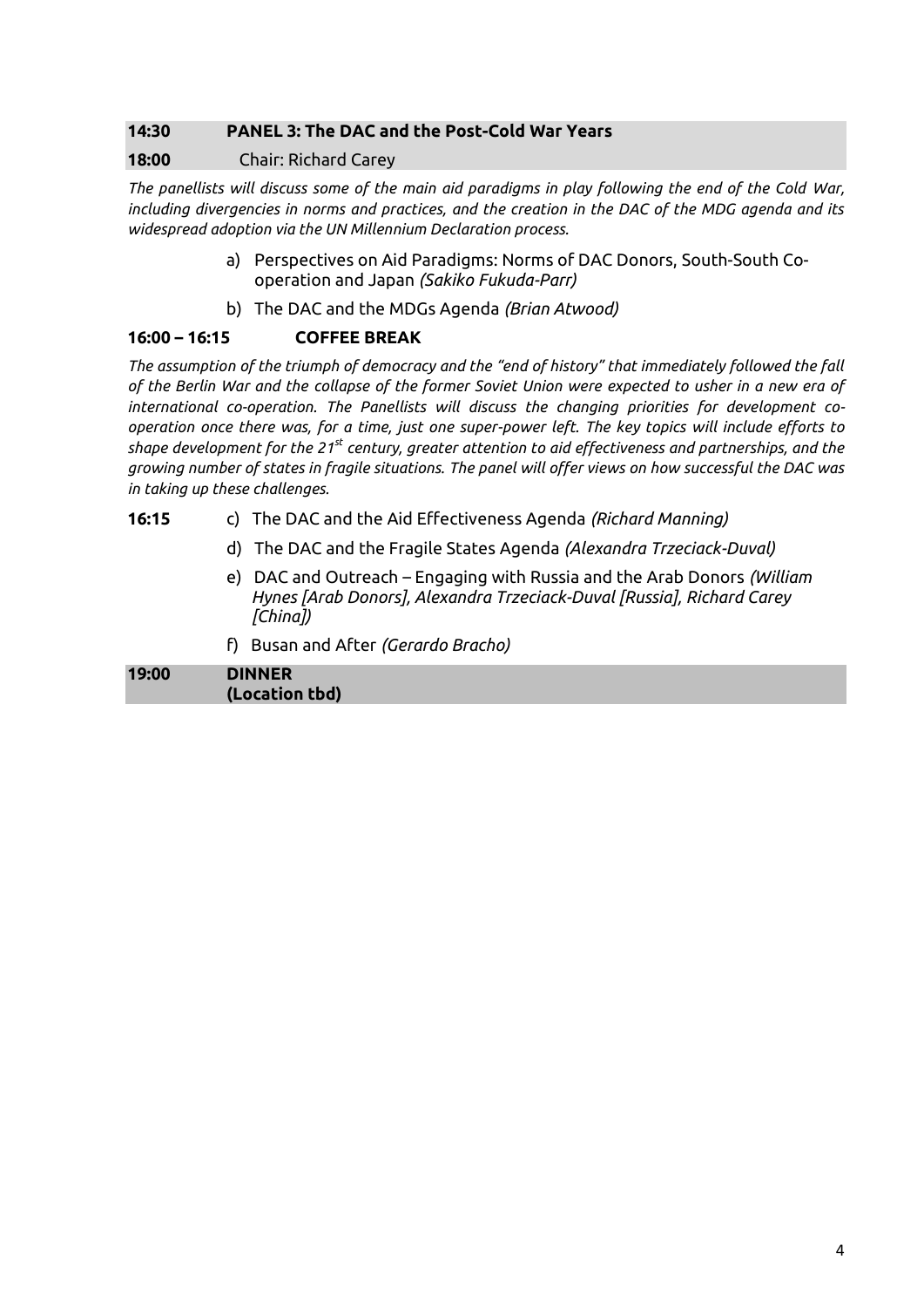**14:30** **PANEL 3: The DAC and the Post-Cold War Years**

**18:00** Chair: Richard Carey

*The panellists will discuss some of the main aid paradigms in play following the end of the Cold War, including divergencies in norms and practices, and the creation in the DAC of the MDG agenda and its widespread adoption via the UN Millennium Declaration process.*

a) Perspectives on Aid Paradigms: Norms of DAC Donors, South-South Co-operation and Japan *(Sakiko Fukuda-Parr)*

b) The DAC and the MDGs Agenda *(Brian Atwood)*

**16:00 – 16:15** **COFFEE BREAK**

*The assumption of the triumph of democracy and the "end of history" that immediately followed the fall of the Berlin War and the collapse of the former Soviet Union were expected to usher in a new era of international co-operation. The Panellists will discuss the changing priorities for development co-operation once there was, for a time, just one super-power left. The key topics will include efforts to shape development for the 21st century, greater attention to aid effectiveness and partnerships, and the growing number of states in fragile situations. The panel will offer views on how successful the DAC was in taking up these challenges.*

**16:15**

c) The DAC and the Aid Effectiveness Agenda *(Richard Manning)*

d) The DAC and the Fragile States Agenda *(Alexandra Trzeciack-Duval)*

e) DAC and Outreach – Engaging with Russia and the Arab Donors *(William Hynes [Arab Donors], Alexandra Trzeciack-Duval [Russia], Richard Carey [China])*

f) Busan and After *(Gerardo Bracho)*

**19:00** **DINNER (Location tbd)**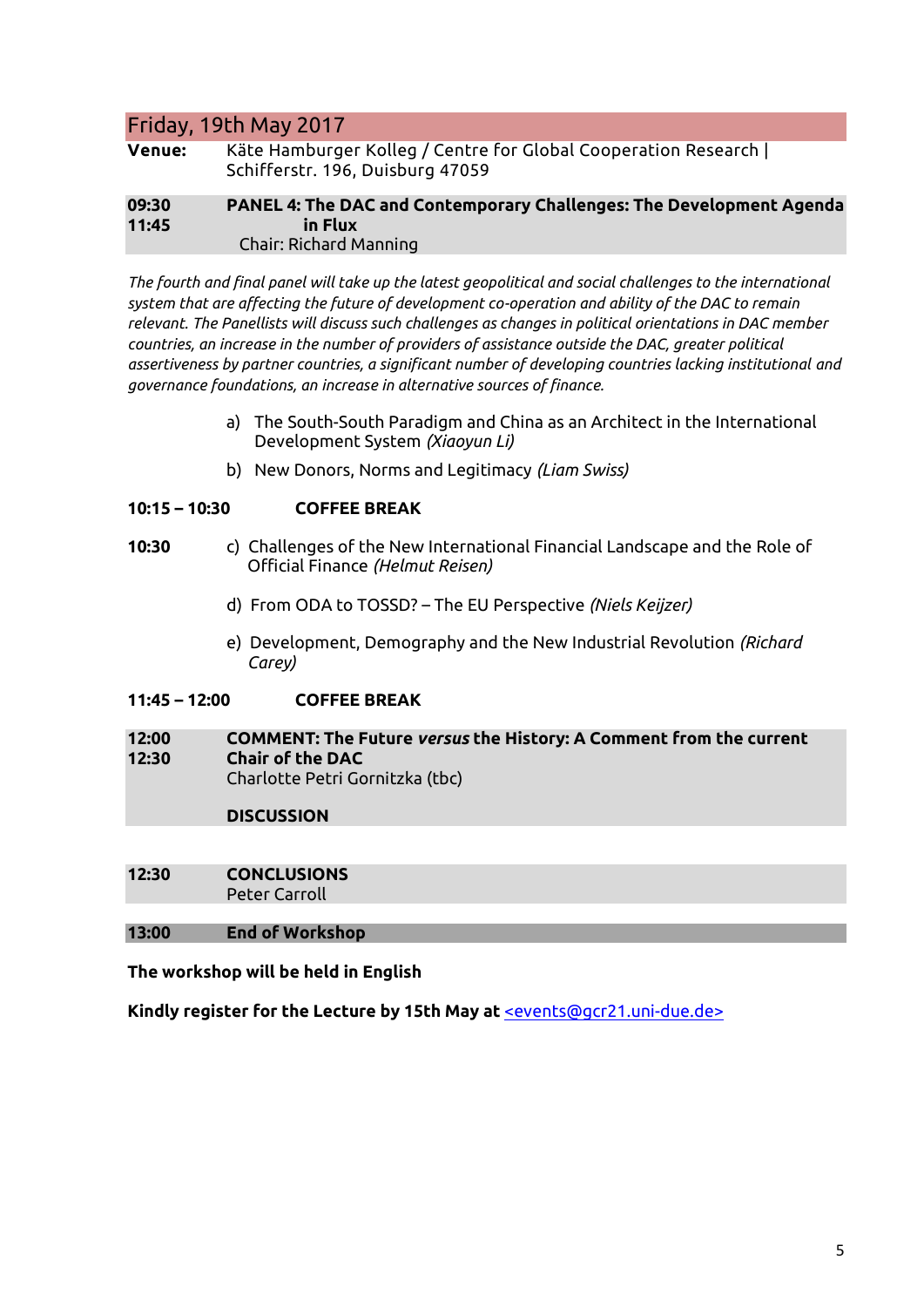## Friday, 19th May 2017

**Venue:** Käte Hamburger Kolleg / Centre for Global Cooperation Research | Schifferstr. 196, Duisburg 47059

**09:30 11:45** **PANEL 4: The DAC and Contemporary Challenges: The Development Agenda in Flux**
Chair: Richard Manning

*The fourth and final panel will take up the latest geopolitical and social challenges to the international system that are affecting the future of development co-operation and ability of the DAC to remain relevant. The Panellists will discuss such challenges as changes in political orientations in DAC member countries, an increase in the number of providers of assistance outside the DAC, greater political assertiveness by partner countries, a significant number of developing countries lacking institutional and governance foundations, an increase in alternative sources of finance.*

a) The South-South Paradigm and China as an Architect in the International Development System *(Xiaoyun Li)*

b) New Donors, Norms and Legitimacy *(Liam Swiss)*

**10:15 – 10:30** **COFFEE BREAK**

**10:30**

c) Challenges of the New International Financial Landscape and the Role of Official Finance *(Helmut Reisen)*

d) From ODA to TOSSD? – The EU Perspective *(Niels Keijzer)*

e) Development, Demography and the New Industrial Revolution *(Richard Carey)*

**11:45 – 12:00** **COFFEE BREAK**

**12:00 12:30** **COMMENT: The Future *versus* the History: A Comment from the current Chair of the DAC**
Charlotte Petri Gornitzka (tbc)

**DISCUSSION**

**12:30** **CONCLUSIONS**
Peter Carroll

**13:00** **End of Workshop**

**The workshop will be held in English**

**Kindly register for the Lecture by 15th May at** <events@gcr21.uni-due.de>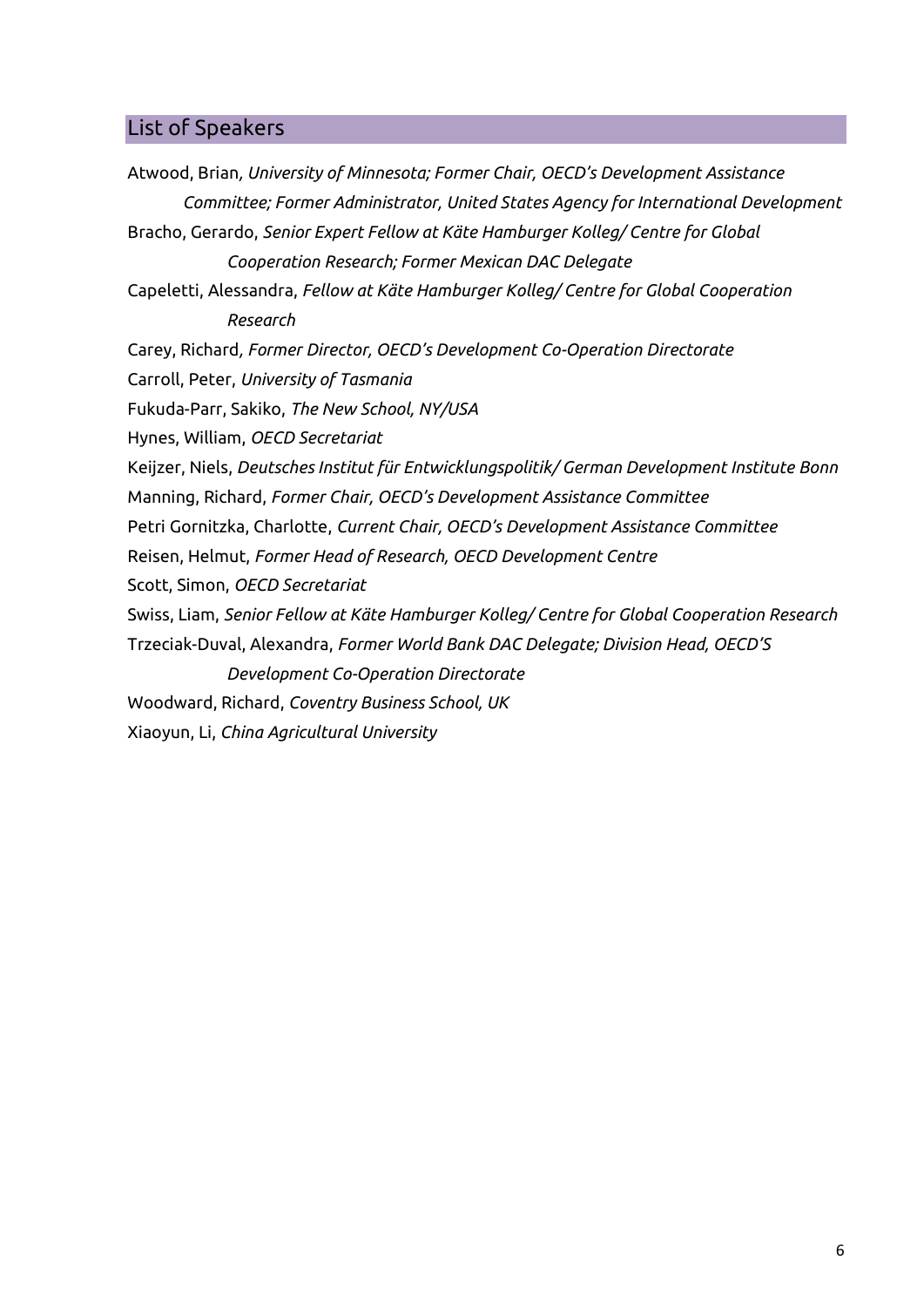## List of Speakers

Atwood, Brian, *University of Minnesota; Former Chair, OECD's Development Assistance Committee; Former Administrator, United States Agency for International Development*

Bracho, Gerardo, *Senior Expert Fellow at Käte Hamburger Kolleg/ Centre for Global Cooperation Research; Former Mexican DAC Delegate*

Capeletti, Alessandra, *Fellow at Käte Hamburger Kolleg/ Centre for Global Cooperation Research*

Carey, Richard, *Former Director, OECD's Development Co-Operation Directorate*

Carroll, Peter, *University of Tasmania*

Fukuda-Parr, Sakiko, *The New School, NY/USA*

Hynes, William, *OECD Secretariat*

Keijzer, Niels, *Deutsches Institut für Entwicklungspolitik/ German Development Institute Bonn*

Manning, Richard, *Former Chair, OECD's Development Assistance Committee*

Petri Gornitzka, Charlotte, *Current Chair, OECD's Development Assistance Committee*

Reisen, Helmut, *Former Head of Research, OECD Development Centre*

Scott, Simon, *OECD Secretariat*

Swiss, Liam, *Senior Fellow at Käte Hamburger Kolleg/ Centre for Global Cooperation Research*

Trzeciak-Duval, Alexandra, *Former World Bank DAC Delegate; Division Head, OECD'S Development Co-Operation Directorate*

Woodward, Richard, *Coventry Business School, UK*

Xiaoyun, Li, *China Agricultural University*